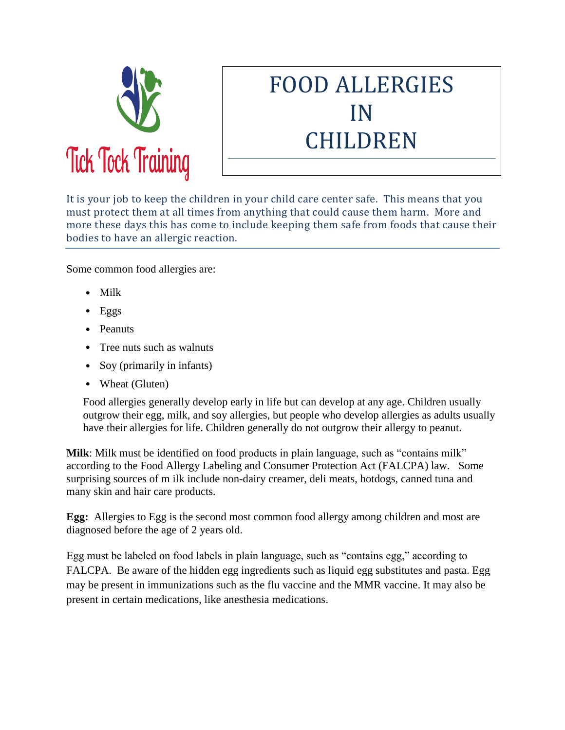Tick Tock Training

# FOOD ALLERGIES IN CHILDREN

It is your job to keep the children in your child care center safe. This means that you must protect them at all times from anything that could cause them harm. More and more these days this has come to include keeping them safe from foods that cause their bodies to have an allergic reaction.

---

Some common food allergies are:

- Milk
- Eggs
- Peanuts
- Tree nuts such as walnuts
- Soy (primarily in infants)
- Wheat (Gluten)

Food allergies generally develop early in life but can develop at any age. Children usually outgrow their egg, milk, and soy allergies, but people who develop allergies as adults usually have their allergies for life. Children generally do not outgrow their allergy to peanut.

**Milk**: Milk must be identified on food products in plain language, such as "contains milk" according to the Food Allergy Labeling and Consumer Protection Act (FALCPA) law. Some surprising sources of m ilk include non-dairy creamer, deli meats, hotdogs, canned tuna and many skin and hair care products.

**Egg:** Allergies to Egg is the second most common food allergy among children and most are diagnosed before the age of 2 years old.

Egg must be labeled on food labels in plain language, such as "contains egg," according to FALCPA. Be aware of the hidden egg ingredients such as liquid egg substitutes and pasta. Egg may be present in immunizations such as the flu vaccine and the MMR vaccine. It may also be present in certain medications, like anesthesia medications.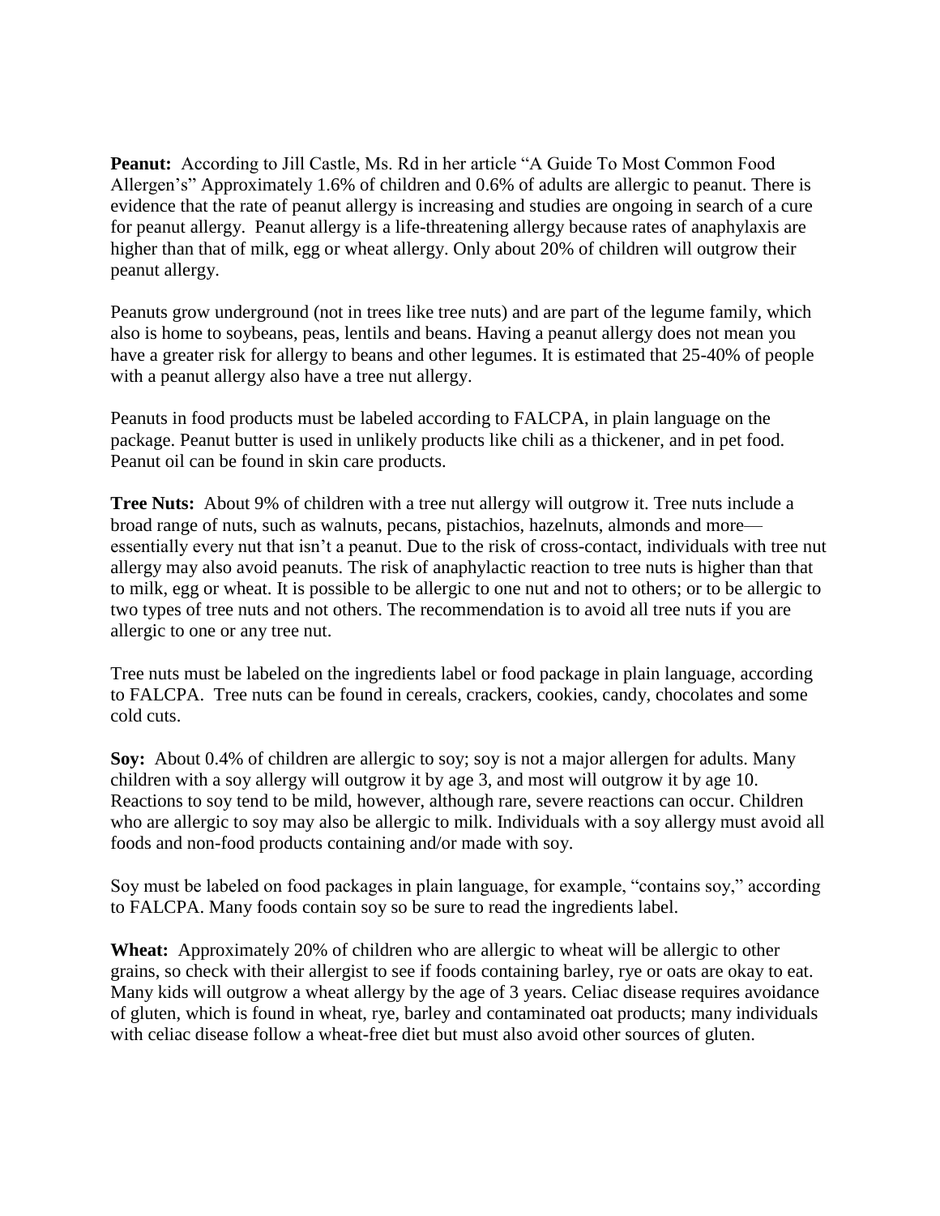**Peanut:** According to Jill Castle, Ms. Rd in her article "A Guide To Most Common Food Allergen's" Approximately 1.6% of children and 0.6% of adults are allergic to peanut. There is evidence that the rate of peanut allergy is increasing and studies are ongoing in search of a cure for peanut allergy. Peanut allergy is a life-threatening allergy because rates of anaphylaxis are higher than that of milk, egg or wheat allergy. Only about 20% of children will outgrow their peanut allergy.

Peanuts grow underground (not in trees like tree nuts) and are part of the legume family, which also is home to soybeans, peas, lentils and beans. Having a peanut allergy does not mean you have a greater risk for allergy to beans and other legumes. It is estimated that 25-40% of people with a peanut allergy also have a tree nut allergy.

Peanuts in food products must be labeled according to FALCPA, in plain language on the package. Peanut butter is used in unlikely products like chili as a thickener, and in pet food. Peanut oil can be found in skin care products.

**Tree Nuts:** About 9% of children with a tree nut allergy will outgrow it. Tree nuts include a broad range of nuts, such as walnuts, pecans, pistachios, hazelnuts, almonds and more—essentially every nut that isn't a peanut. Due to the risk of cross-contact, individuals with tree nut allergy may also avoid peanuts. The risk of anaphylactic reaction to tree nuts is higher than that to milk, egg or wheat. It is possible to be allergic to one nut and not to others; or to be allergic to two types of tree nuts and not others. The recommendation is to avoid all tree nuts if you are allergic to one or any tree nut.

Tree nuts must be labeled on the ingredients label or food package in plain language, according to FALCPA. Tree nuts can be found in cereals, crackers, cookies, candy, chocolates and some cold cuts.

**Soy:** About 0.4% of children are allergic to soy; soy is not a major allergen for adults. Many children with a soy allergy will outgrow it by age 3, and most will outgrow it by age 10. Reactions to soy tend to be mild, however, although rare, severe reactions can occur. Children who are allergic to soy may also be allergic to milk. Individuals with a soy allergy must avoid all foods and non-food products containing and/or made with soy.

Soy must be labeled on food packages in plain language, for example, "contains soy," according to FALCPA. Many foods contain soy so be sure to read the ingredients label.

**Wheat:** Approximately 20% of children who are allergic to wheat will be allergic to other grains, so check with their allergist to see if foods containing barley, rye or oats are okay to eat. Many kids will outgrow a wheat allergy by the age of 3 years. Celiac disease requires avoidance of gluten, which is found in wheat, rye, barley and contaminated oat products; many individuals with celiac disease follow a wheat-free diet but must also avoid other sources of gluten.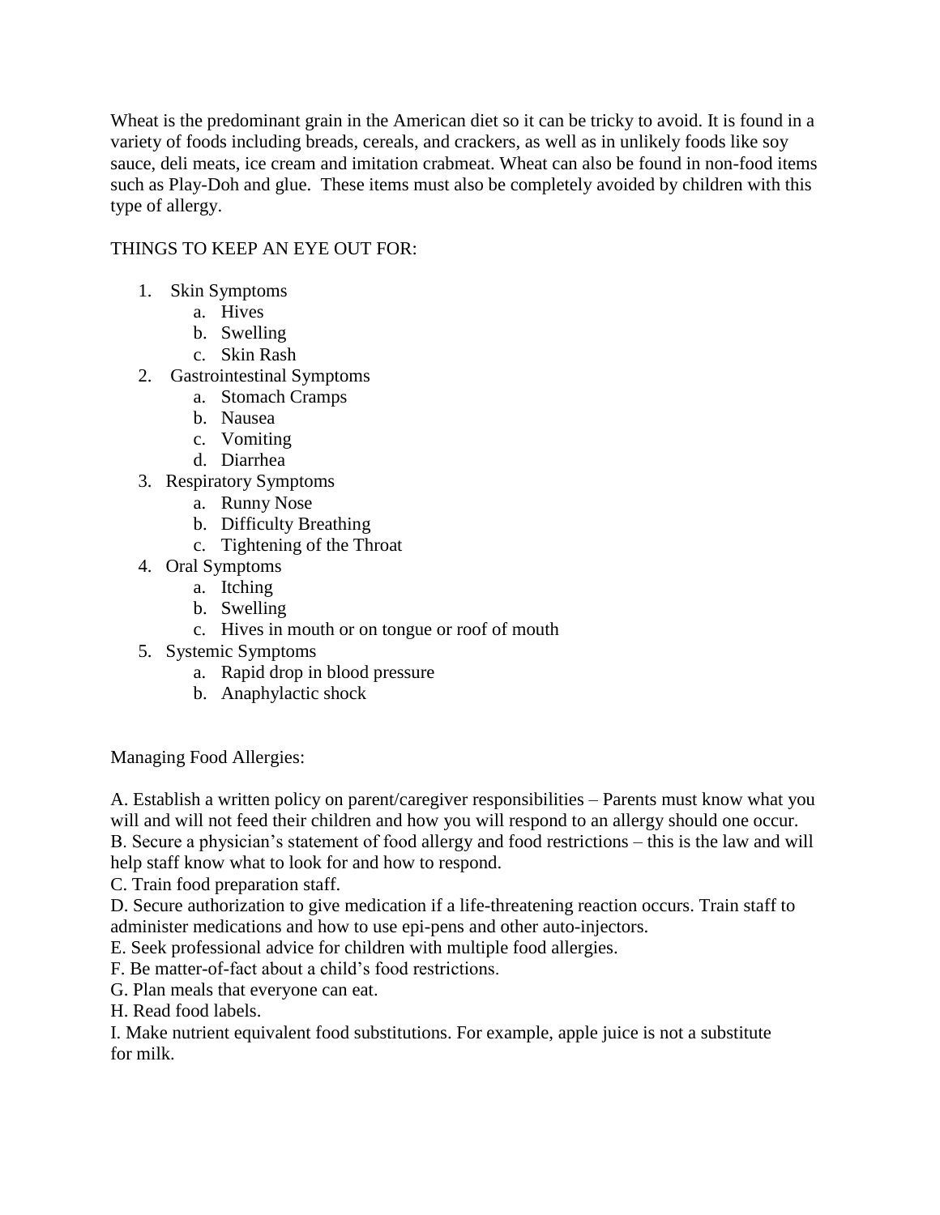Wheat is the predominant grain in the American diet so it can be tricky to avoid. It is found in a variety of foods including breads, cereals, and crackers, as well as in unlikely foods like soy sauce, deli meats, ice cream and imitation crabmeat. Wheat can also be found in non-food items such as Play-Doh and glue. These items must also be completely avoided by children with this type of allergy.

THINGS TO KEEP AN EYE OUT FOR:

1. Skin Symptoms
   a. Hives
   b. Swelling
   c. Skin Rash
2. Gastrointestinal Symptoms
   a. Stomach Cramps
   b. Nausea
   c. Vomiting
   d. Diarrhea
3. Respiratory Symptoms
   a. Runny Nose
   b. Difficulty Breathing
   c. Tightening of the Throat
4. Oral Symptoms
   a. Itching
   b. Swelling
   c. Hives in mouth or on tongue or roof of mouth
5. Systemic Symptoms
   a. Rapid drop in blood pressure
   b. Anaphylactic shock

Managing Food Allergies:

A. Establish a written policy on parent/caregiver responsibilities – Parents must know what you will and will not feed their children and how you will respond to an allergy should one occur.
B. Secure a physician's statement of food allergy and food restrictions – this is the law and will help staff know what to look for and how to respond.
C. Train food preparation staff.
D. Secure authorization to give medication if a life-threatening reaction occurs. Train staff to administer medications and how to use epi-pens and other auto-injectors.
E. Seek professional advice for children with multiple food allergies.
F. Be matter-of-fact about a child's food restrictions.
G. Plan meals that everyone can eat.
H. Read food labels.
I. Make nutrient equivalent food substitutions. For example, apple juice is not a substitute for milk.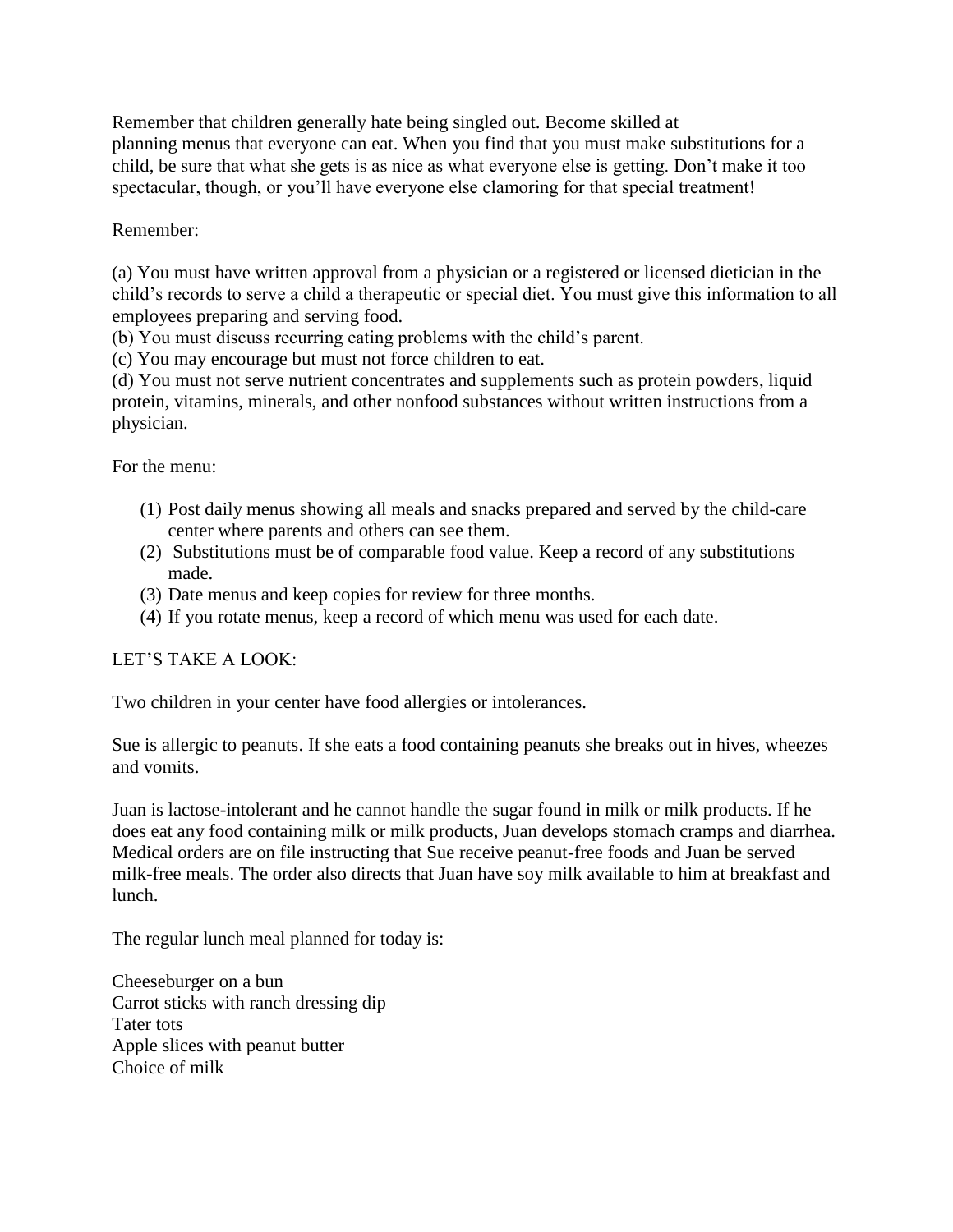Remember that children generally hate being singled out. Become skilled at planning menus that everyone can eat. When you find that you must make substitutions for a child, be sure that what she gets is as nice as what everyone else is getting. Don't make it too spectacular, though, or you'll have everyone else clamoring for that special treatment!

Remember:

(a) You must have written approval from a physician or a registered or licensed dietician in the child's records to serve a child a therapeutic or special diet. You must give this information to all employees preparing and serving food.
(b) You must discuss recurring eating problems with the child's parent.
(c) You may encourage but must not force children to eat.
(d) You must not serve nutrient concentrates and supplements such as protein powders, liquid protein, vitamins, minerals, and other nonfood substances without written instructions from a physician.

For the menu:

(1) Post daily menus showing all meals and snacks prepared and served by the child-care center where parents and others can see them.
(2) Substitutions must be of comparable food value. Keep a record of any substitutions made.
(3) Date menus and keep copies for review for three months.
(4) If you rotate menus, keep a record of which menu was used for each date.

LET'S TAKE A LOOK:

Two children in your center have food allergies or intolerances.

Sue is allergic to peanuts. If she eats a food containing peanuts she breaks out in hives, wheezes and vomits.

Juan is lactose-intolerant and he cannot handle the sugar found in milk or milk products. If he does eat any food containing milk or milk products, Juan develops stomach cramps and diarrhea. Medical orders are on file instructing that Sue receive peanut-free foods and Juan be served milk-free meals. The order also directs that Juan have soy milk available to him at breakfast and lunch.

The regular lunch meal planned for today is:

Cheeseburger on a bun
Carrot sticks with ranch dressing dip
Tater tots
Apple slices with peanut butter
Choice of milk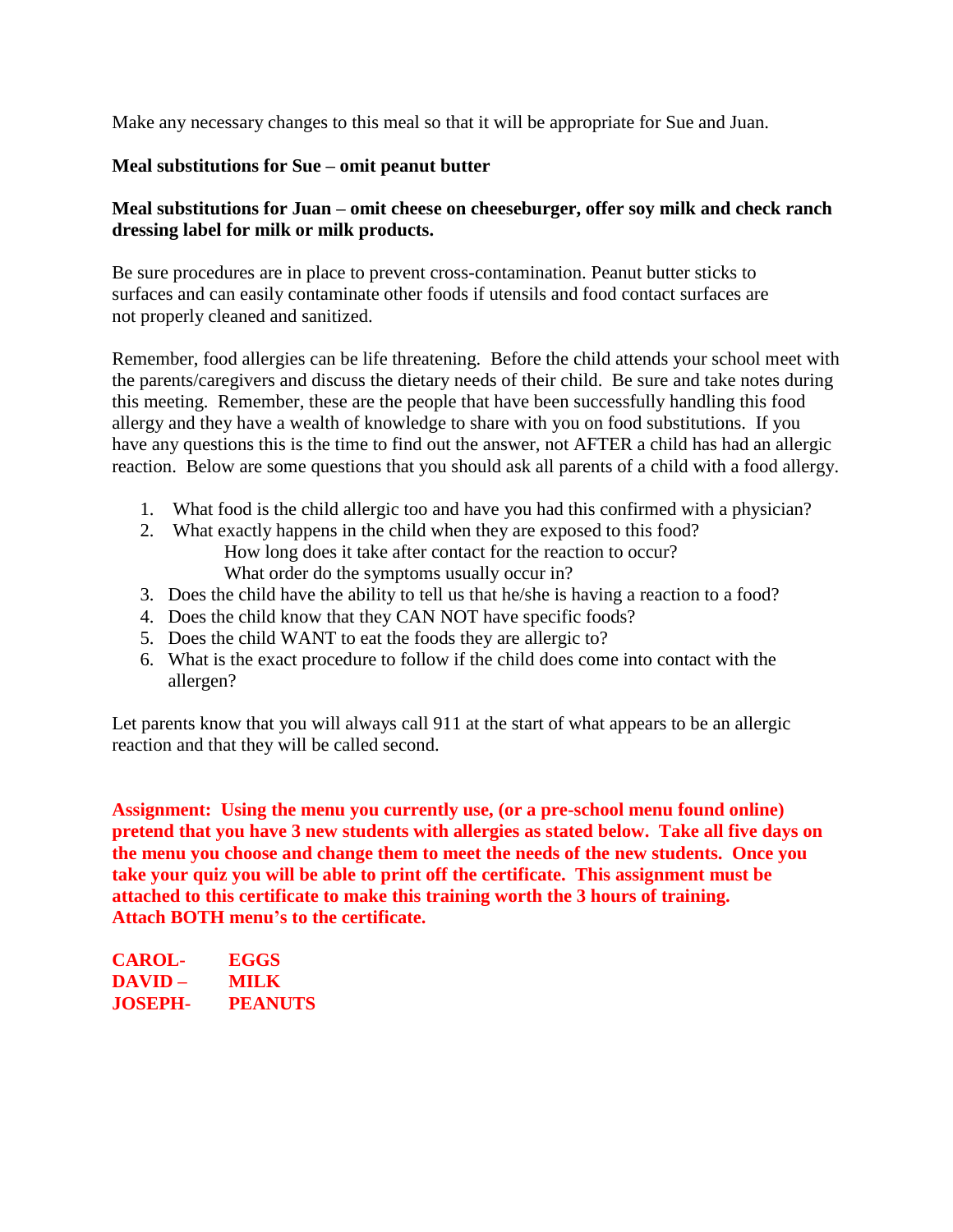Make any necessary changes to this meal so that it will be appropriate for Sue and Juan.

**Meal substitutions for Sue – omit peanut butter**

**Meal substitutions for Juan – omit cheese on cheeseburger, offer soy milk and check ranch dressing label for milk or milk products.**

Be sure procedures are in place to prevent cross-contamination. Peanut butter sticks to surfaces and can easily contaminate other foods if utensils and food contact surfaces are not properly cleaned and sanitized.

Remember, food allergies can be life threatening. Before the child attends your school meet with the parents/caregivers and discuss the dietary needs of their child. Be sure and take notes during this meeting. Remember, these are the people that have been successfully handling this food allergy and they have a wealth of knowledge to share with you on food substitutions. If you have any questions this is the time to find out the answer, not AFTER a child has had an allergic reaction. Below are some questions that you should ask all parents of a child with a food allergy.

1. What food is the child allergic too and have you had this confirmed with a physician?
2. What exactly happens in the child when they are exposed to this food?
   How long does it take after contact for the reaction to occur?
   What order do the symptoms usually occur in?
3. Does the child have the ability to tell us that he/she is having a reaction to a food?
4. Does the child know that they CAN NOT have specific foods?
5. Does the child WANT to eat the foods they are allergic to?
6. What is the exact procedure to follow if the child does come into contact with the allergen?

Let parents know that you will always call 911 at the start of what appears to be an allergic reaction and that they will be called second.

**Assignment: Using the menu you currently use, (or a pre-school menu found online) pretend that you have 3 new students with allergies as stated below. Take all five days on the menu you choose and change them to meet the needs of the new students. Once you take your quiz you will be able to print off the certificate. This assignment must be attached to this certificate to make this training worth the 3 hours of training. Attach BOTH menu's to the certificate.**

**CAROL- EGGS**
**DAVID – MILK**
**JOSEPH- PEANUTS**